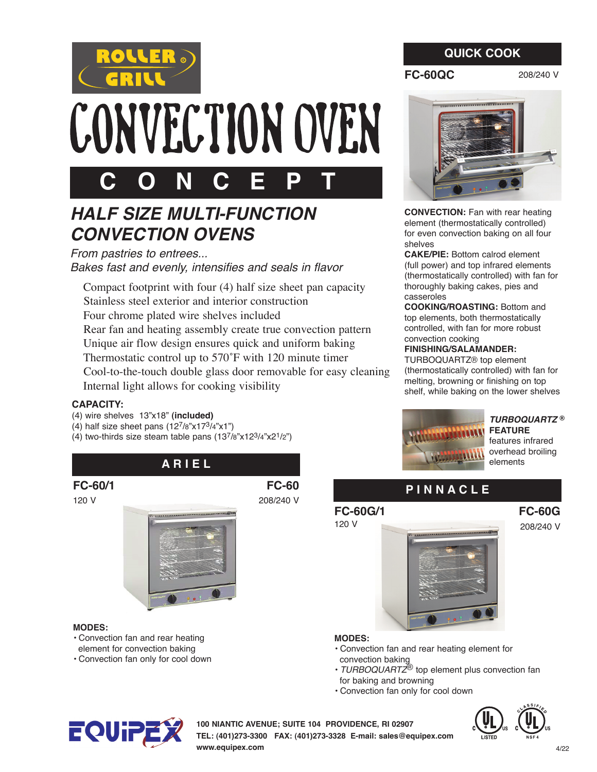# ROLLER GRILL

# CONVECTION OVEN

# C O N C E P T

## *HALF SIZE MULTI-FUNCTION CONVECTION OVENS*

*From pastries to entrees...*
*Bakes fast and evenly, intensifies and seals in flavor*

- Compact footprint with four (4) half size sheet pan capacity
- Stainless steel exterior and interior construction
- Four chrome plated wire shelves included
- Rear fan and heating assembly create true convection pattern
- Unique air flow design ensures quick and uniform baking
- Thermostatic control up to 570˚F with 120 minute timer
- Cool-to-the-touch double glass door removable for easy cleaning
- Internal light allows for cooking visibility

**CAPACITY:**
(4) wire shelves 13"x18" **(included)**
(4) half size sheet pans (12 7/8"x17 3/4"x1")
(4) two-thirds size steam table pans (13 7/8"x12 3/4"x2 1/2")

## ARIEL

**FC-60/1** 120 V

**FC-60** 208/240 V

**MODES:**
- Convection fan and rear heating element for convection baking
- Convection fan only for cool down

## QUICK COOK

**FC-60QC** 208/240 V

**CONVECTION:** Fan with rear heating element (thermostatically controlled) for even convection baking on all four shelves

**CAKE/PIE:** Bottom calrod element (full power) and top infrared elements (thermostatically controlled) with fan for thoroughly baking cakes, pies and casseroles

**COOKING/ROASTING:** Bottom and top elements, both thermostatically controlled, with fan for more robust convection cooking

**FINISHING/SALAMANDER:** TURBOQUARTZ® top element (thermostatically controlled) with fan for melting, browning or finishing on top shelf, while baking on the lower shelves

***TURBOQUARTZ*® FEATURE** features infrared overhead broiling elements

## PINNACLE

**FC-60G/1** 120 V

**FC-60G** 208/240 V

**MODES:**
- Convection fan and rear heating element for convection baking
- *TURBOQUARTZ*® top element plus convection fan for baking and browning
- Convection fan only for cool down

EQUIPEX

**100 NIANTIC AVENUE; SUITE 104 PROVIDENCE, RI 02907**
**TEL: (401)273-3300 FAX: (401)273-3328 E-mail: sales@equipex.com**
**www.equipex.com**

UL LISTED · CLASSIFIED UL NSF 4

4/22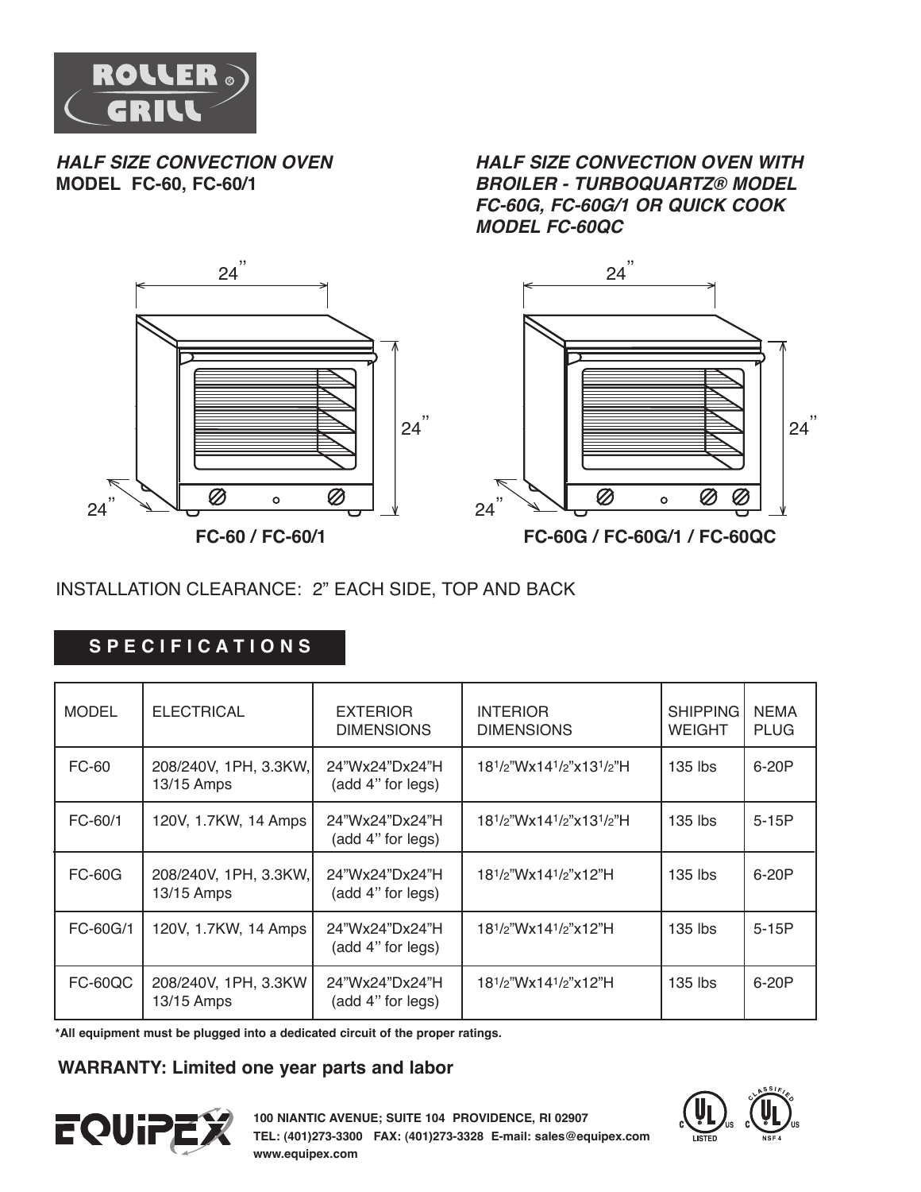ROLLER GRILL

***HALF SIZE CONVECTION OVEN***
**MODEL FC-60, FC-60/1**

***HALF SIZE CONVECTION OVEN WITH BROILER - TURBOQUARTZ® MODEL FC-60G, FC-60G/1 OR QUICK COOK MODEL FC-60QC***

24"
24"
24"
**FC-60 / FC-60/1**

24"
24"
24"
**FC-60G / FC-60G/1 / FC-60QC**

INSTALLATION CLEARANCE: 2" EACH SIDE, TOP AND BACK

## SPECIFICATIONS

| MODEL | ELECTRICAL | EXTERIOR DIMENSIONS | INTERIOR DIMENSIONS | SHIPPING WEIGHT | NEMA PLUG |
|---|---|---|---|---|---|
| FC-60 | 208/240V, 1PH, 3.3KW, 13/15 Amps | 24"Wx24"Dx24"H (add 4" for legs) | 18 1/2"Wx14 1/2"x13 1/2"H | 135 lbs | 6-20P |
| FC-60/1 | 120V, 1.7KW, 14 Amps | 24"Wx24"Dx24"H (add 4" for legs) | 18 1/2"Wx14 1/2"x13 1/2"H | 135 lbs | 5-15P |
| FC-60G | 208/240V, 1PH, 3.3KW, 13/15 Amps | 24"Wx24"Dx24"H (add 4" for legs) | 18 1/2"Wx14 1/2"x12"H | 135 lbs | 6-20P |
| FC-60G/1 | 120V, 1.7KW, 14 Amps | 24"Wx24"Dx24"H (add 4" for legs) | 18 1/2"Wx14 1/2"x12"H | 135 lbs | 5-15P |
| FC-60QC | 208/240V, 1PH, 3.3KW 13/15 Amps | 24"Wx24"Dx24"H (add 4" for legs) | 18 1/2"Wx14 1/2"x12"H | 135 lbs | 6-20P |

**\*All equipment must be plugged into a dedicated circuit of the proper ratings.**

**WARRANTY: Limited one year parts and labor**

EQUIPEX

**100 NIANTIC AVENUE; SUITE 104 PROVIDENCE, RI 02907**
**TEL: (401)273-3300 FAX: (401)273-3328 E-mail: sales@equipex.com**
**www.equipex.com**